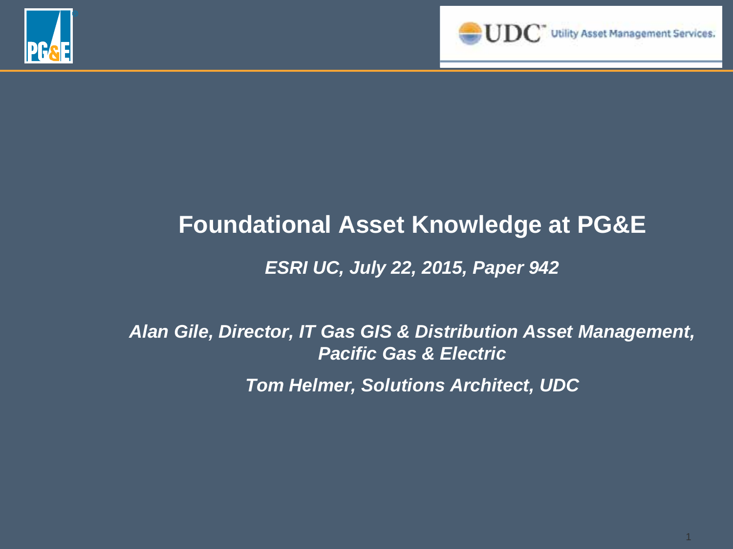# Foundational Asset Knowledge at PG&E

***ESRI UC, July 22, 2015, Paper 942***

***Alan Gile, Director, IT Gas GIS & Distribution Asset Management, Pacific Gas & Electric***

***Tom Helmer, Solutions Architect, UDC***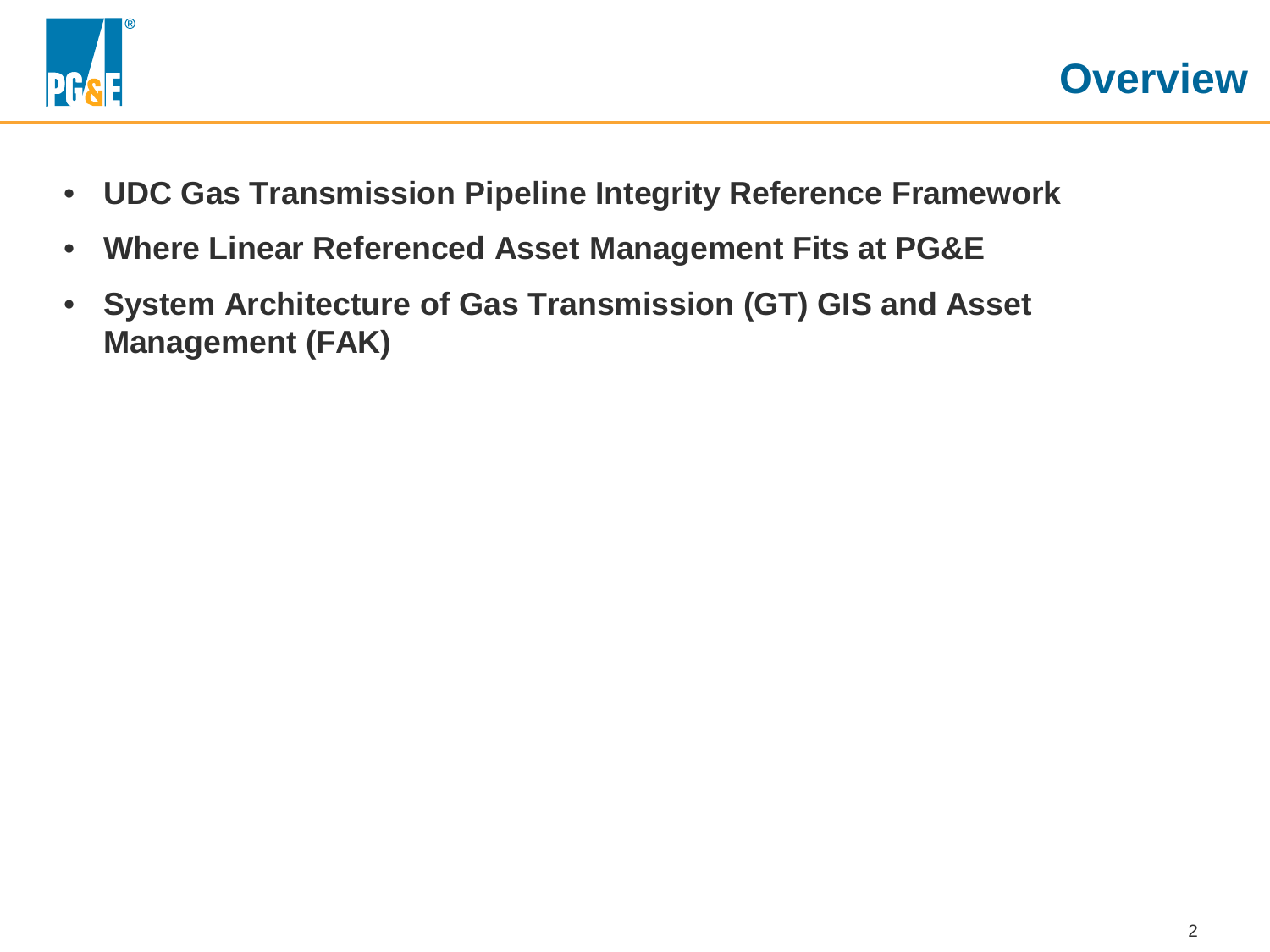# Overview

- **UDC Gas Transmission Pipeline Integrity Reference Framework**
- **Where Linear Referenced Asset Management Fits at PG&E**
- **System Architecture of Gas Transmission (GT) GIS and Asset Management (FAK)**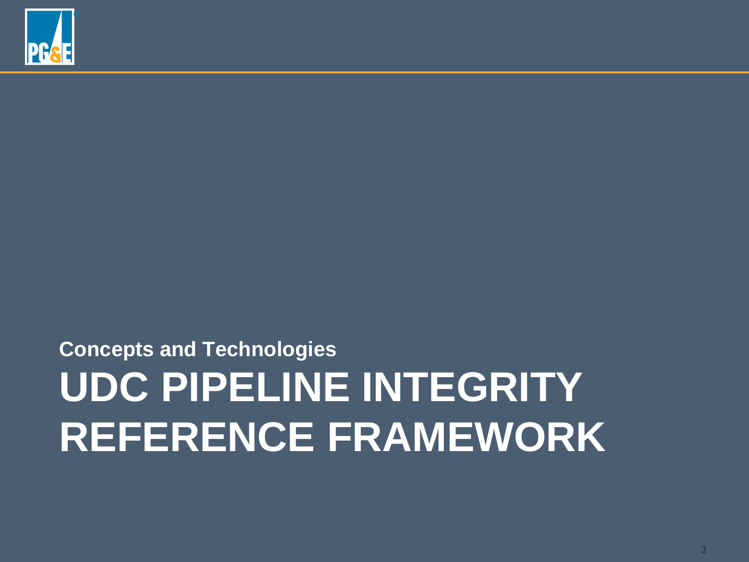Concepts and Technologies

# UDC PIPELINE INTEGRITY REFERENCE FRAMEWORK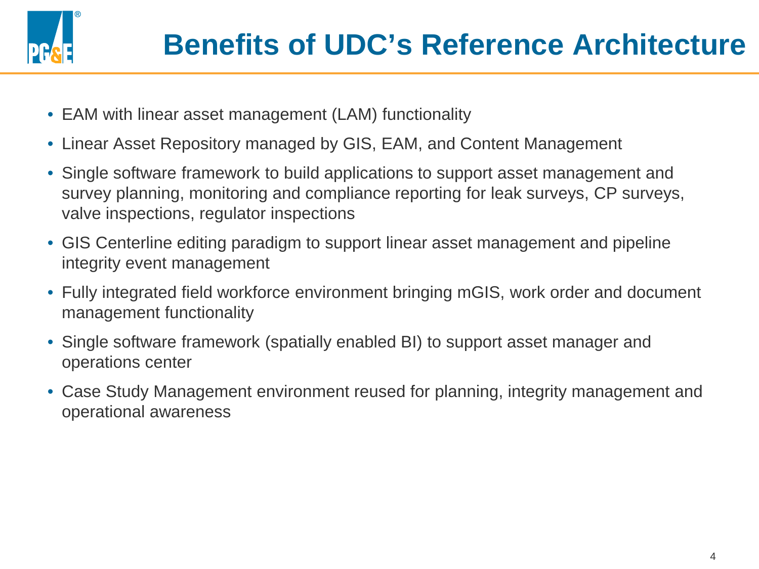# Benefits of UDC's Reference Architecture

- EAM with linear asset management (LAM) functionality
- Linear Asset Repository managed by GIS, EAM, and Content Management
- Single software framework to build applications to support asset management and survey planning, monitoring and compliance reporting for leak surveys, CP surveys, valve inspections, regulator inspections
- GIS Centerline editing paradigm to support linear asset management and pipeline integrity event management
- Fully integrated field workforce environment bringing mGIS, work order and document management functionality
- Single software framework (spatially enabled BI) to support asset manager and operations center
- Case Study Management environment reused for planning, integrity management and operational awareness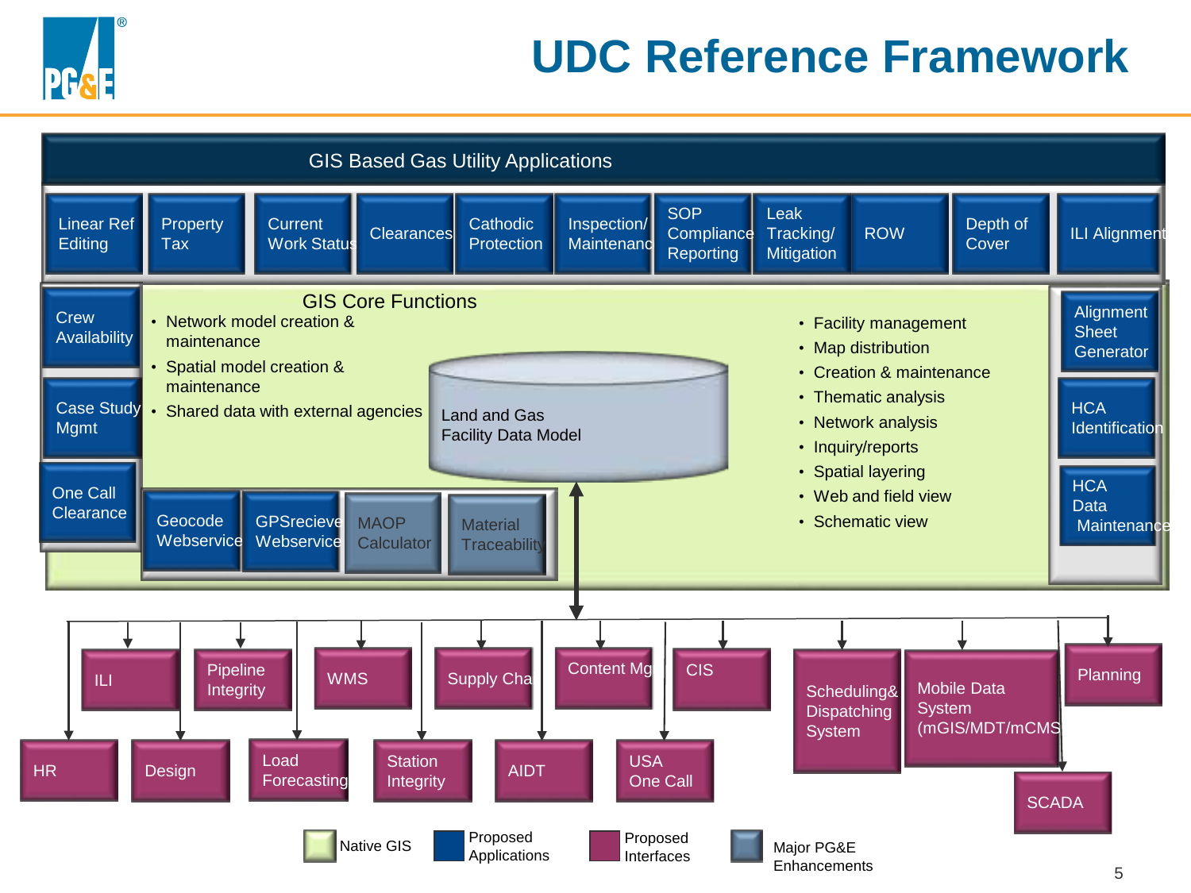# UDC Reference Framework

## GIS Based Gas Utility Applications

- Linear Ref Editing
- Property Tax
- Current Work Status
- Clearances
- Cathodic Protection
- Inspection/ Maintenanc
- SOP Compliance Reporting
- Leak Tracking/ Mitigation
- ROW
- Depth of Cover
- ILI Alignment
- Crew Availability
- Case Study Mgmt
- One Call Clearance
- Alignment Sheet Generator
- HCA Identification
- HCA Data Maintenance

## GIS Core Functions

- Network model creation & maintenance
- Spatial model creation & maintenance
- Shared data with external agencies

Land and Gas Facility Data Model

- Facility management
- Map distribution
- Creation & maintenance
- Thematic analysis
- Network analysis
- Inquiry/reports
- Spatial layering
- Web and field view
- Schematic view

- Geocode Webservice
- GPSrecieve Webservice
- MAOP Calculator
- Material Traceability

## Interfaces

- ILI
- Pipeline Integrity
- WMS
- Supply Cha
- Content Mg
- CIS
- Scheduling& Dispatching System
- Mobile Data System (mGIS/MDT/mCMS
- Planning
- HR
- Design
- Load Forecasting
- Station Integrity
- AIDT
- USA One Call
- SCADA

**Legend:** Native GIS | Proposed Applications | Proposed Interfaces | Major PG&E Enhancements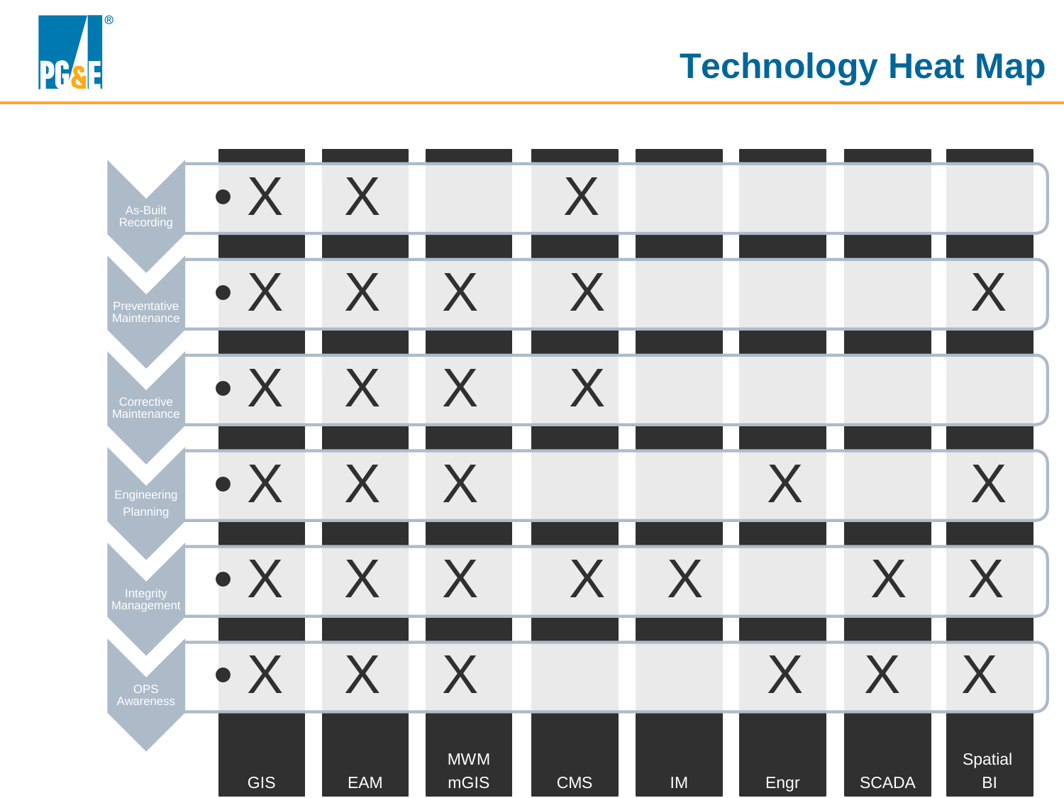# Technology Heat Map

| | GIS | EAM | MWM mGIS | CMS | IM | Engr | SCADA | Spatial BI |
|---|---|---|---|---|---|---|---|---|
| As-Built Recording | X | X | | X | | | | |
| Preventative Maintenance | X | X | X | X | | | | X |
| Corrective Maintenance | X | X | X | X | | | | |
| Engineering Planning | X | X | X | | | X | | X |
| Integrity Management | X | X | X | X | X | | X | X |
| OPS Awareness | X | X | X | | | X | X | X |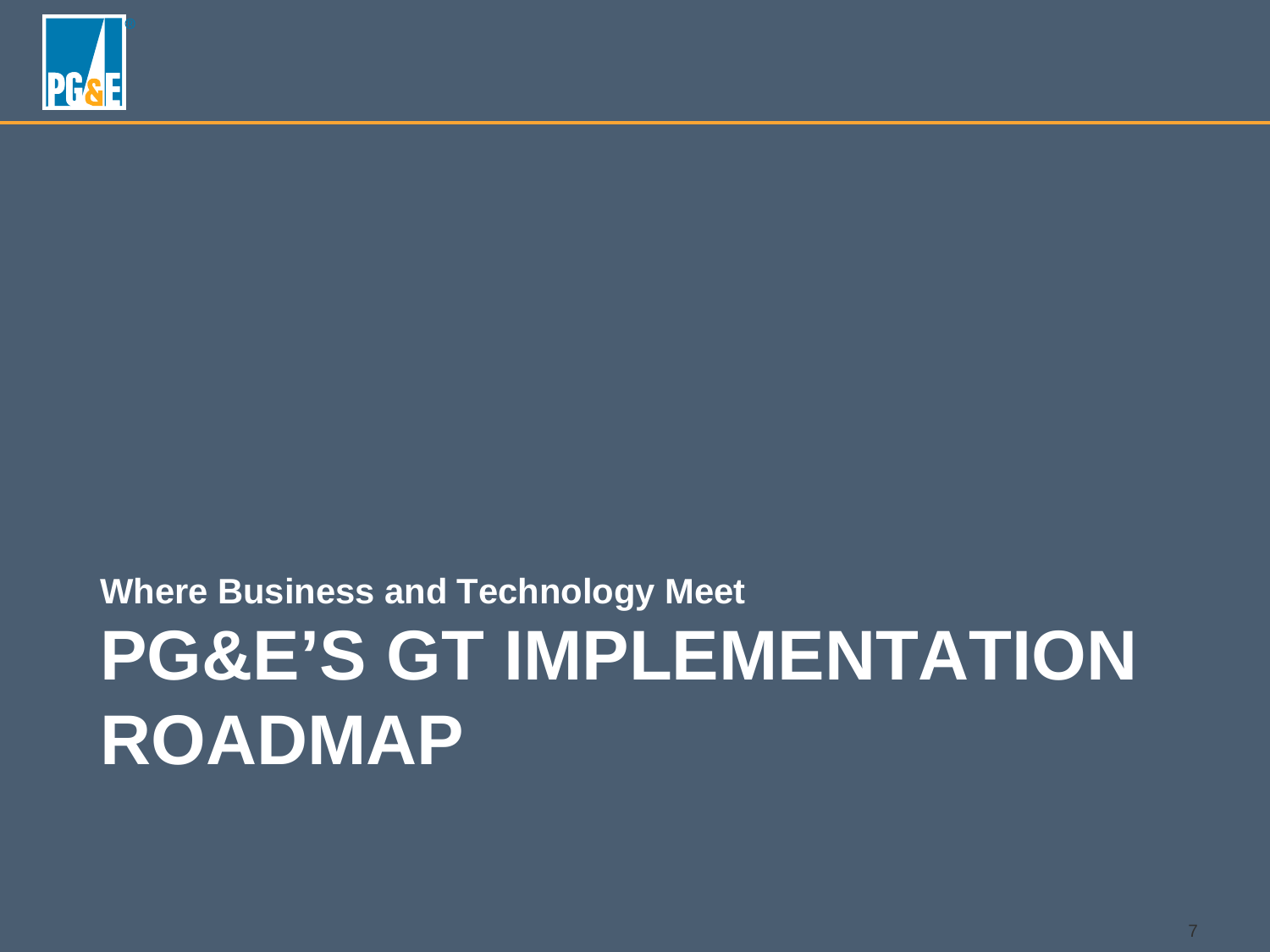**Where Business and Technology Meet**

# PG&E'S GT IMPLEMENTATION ROADMAP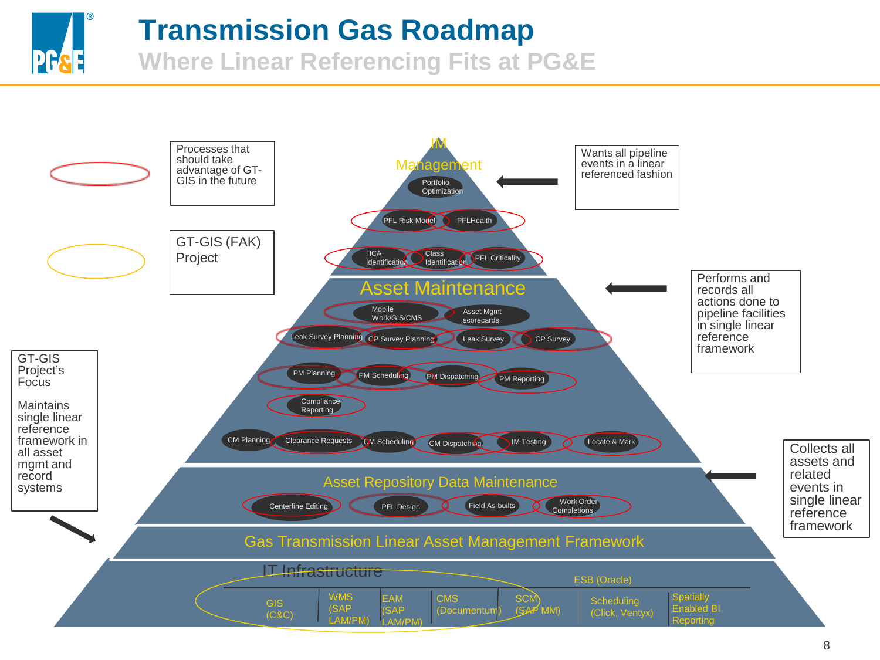# Transmission Gas Roadmap

## Where Linear Referencing Fits at PG&E

Processes that should take advantage of GT-GIS in the future

GT-GIS (FAK) Project

GT-GIS Project's Focus

Maintains single linear reference framework in all asset mgmt and record systems

### IM Management

Portfolio Optimization

PFL Risk Model | PFLHealth

HCA Identification | Class Identification | PFL Criticality

Wants all pipeline events in a linear referenced fashion

### Asset Maintenance

Mobile Work/GIS/CMS | Asset Mgmt scorecards

Leak Survey Planning | CP Survey Planning | Leak Survey | CP Survey

PM Planning | PM Scheduling | PM Dispatching | PM Reporting

Compliance Reporting

CM Planning | Clearance Requests | CM Scheduling | CM Dispatching | IM Testing | Locate & Mark

Performs and records all actions done to pipeline facilities in single linear reference framework

### Asset Repository Data Maintenance

Centerline Editing | PFL Design | Field As-builts | Work Order Completions

Collects all assets and related events in single linear reference framework

### Gas Transmission Linear Asset Management Framework

### IT Infrastructure

ESB (Oracle)

GIS (C&C) | WMS (SAP LAM/PM) | EAM (SAP LAM/PM) | CMS (Documentum) | SCM (SAP MM) | Scheduling (Click, Ventyx) | Spatially Enabled BI Reporting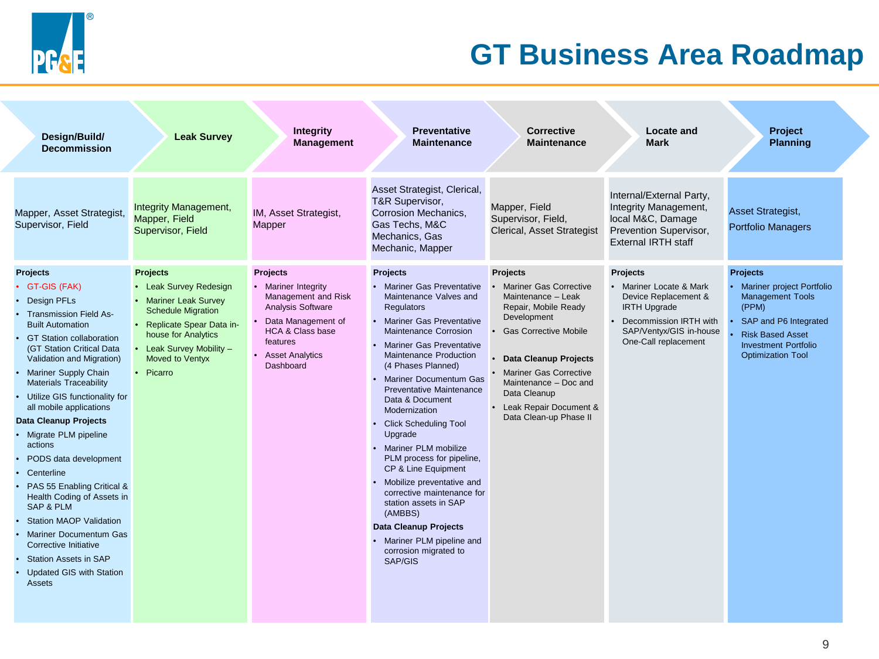# GT Business Area Roadmap

| Design/Build/ Decommission | Leak Survey | Integrity Management | Preventative Maintenance | Corrective Maintenance | Locate and Mark | Project Planning |
|---|---|---|---|---|---|---|
| Mapper, Asset Strategist, Supervisor, Field | Integrity Management, Mapper, Field Supervisor, Field | IM, Asset Strategist, Mapper | Asset Strategist, Clerical, T&R Supervisor, Corrosion Mechanics, Gas Techs, M&C Mechanics, Gas Mechanic, Mapper | Mapper, Field Supervisor, Field, Clerical, Asset Strategist | Internal/External Party, Integrity Management, local M&C, Damage Prevention Supervisor, External IRTH staff | Asset Strategist, Portfolio Managers |
| **Projects**<br>• GT-GIS (FAK)<br>• Design PFLs<br>• Transmission Field As-Built Automation<br>• GT Station collaboration (GT Station Critical Data Validation and Migration)<br>• Mariner Supply Chain Materials Traceability<br>• Utilize GIS functionality for all mobile applications<br>**Data Cleanup Projects**<br>• Migrate PLM pipeline actions<br>• PODS data development<br>• Centerline<br>• PAS 55 Enabling Critical & Health Coding of Assets in SAP & PLM<br>• Station MAOP Validation<br>• Mariner Documentum Gas Corrective Initiative<br>• Station Assets in SAP<br>• Updated GIS with Station Assets | **Projects**<br>• Leak Survey Redesign<br>• Mariner Leak Survey Schedule Migration<br>• Replicate Spear Data in-house for Analytics<br>• Leak Survey Mobility – Moved to Ventyx<br>• Picarro | **Projects**<br>• Mariner Integrity Management and Risk Analysis Software<br>• Data Management of HCA & Class base features<br>• Asset Analytics Dashboard | **Projects**<br>• Mariner Gas Preventative Maintenance Valves and Regulators<br>• Mariner Gas Preventative Maintenance Corrosion<br>• Mariner Gas Preventative Maintenance Production (4 Phases Planned)<br>• Mariner Documentum Gas Preventative Maintenance Data & Document Modernization<br>• Click Scheduling Tool Upgrade<br>• Mariner PLM mobilize PLM process for pipeline, CP & Line Equipment<br>• Mobilize preventative and corrective maintenance for station assets in SAP (AMBBS)<br>**Data Cleanup Projects**<br>• Mariner PLM pipeline and corrosion migrated to SAP/GIS | **Projects**<br>• Mariner Gas Corrective Maintenance – Leak Repair, Mobile Ready Development<br>• Gas Corrective Mobile<br>• **Data Cleanup Projects**<br>• Mariner Gas Corrective Maintenance – Doc and Data Cleanup<br>• Leak Repair Document & Data Clean-up Phase II | **Projects**<br>• Mariner Locate & Mark Device Replacement & IRTH Upgrade<br>• Decommission IRTH with SAP/Ventyx/GIS in-house One-Call replacement | **Projects**<br>• Mariner project Portfolio Management Tools (PPM)<br>• SAP and P6 Integrated<br>• Risk Based Asset Investment Portfolio Optimization Tool |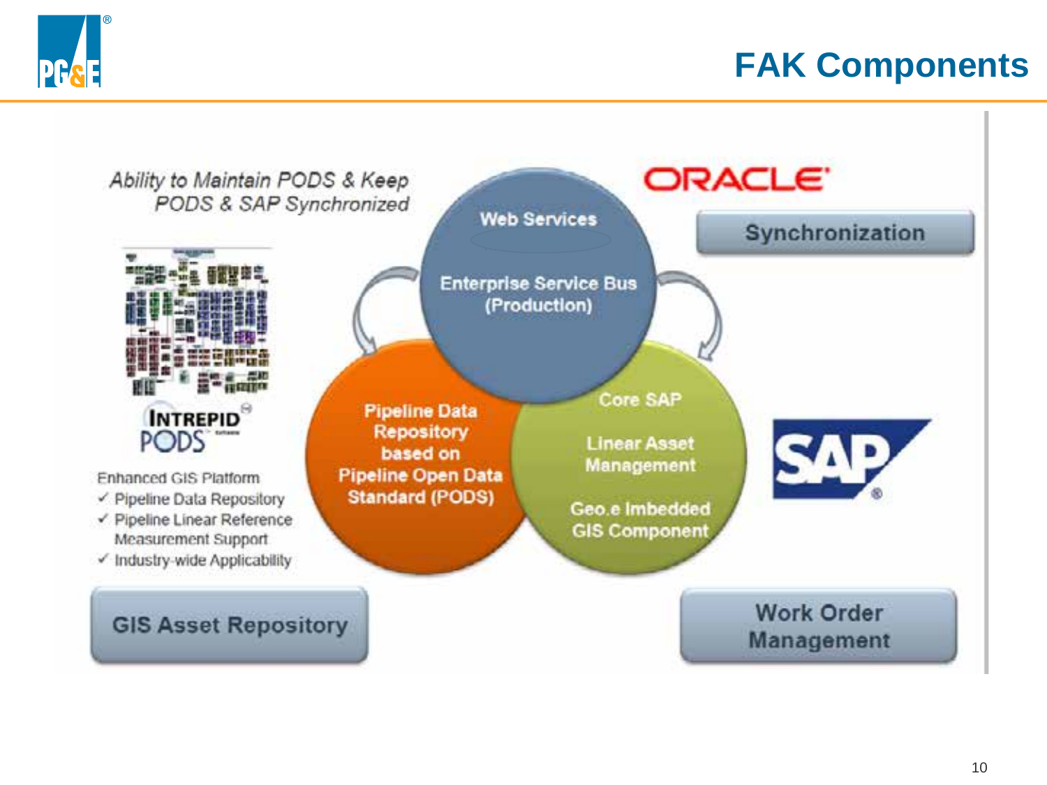# FAK Components

*Ability to Maintain PODS & Keep PODS & SAP Synchronized*

ORACLE

**Synchronization**

Web Services

Enterprise Service Bus (Production)

Pipeline Data Repository based on Pipeline Open Data Standard (PODS)

Core SAP

Linear Asset Management

Geo.e Imbedded GIS Component

INTREPID PODS

Enhanced GIS Platform

- ✓ Pipeline Data Repository
- ✓ Pipeline Linear Reference Measurement Support
- ✓ Industry-wide Applicability

SAP

**GIS Asset Repository**

**Work Order Management**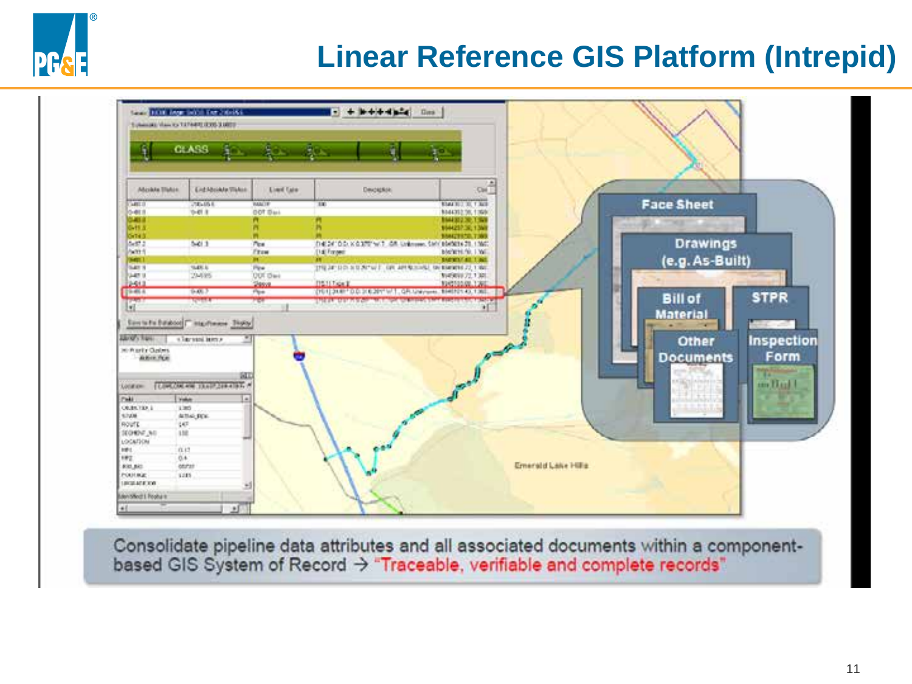# Linear Reference GIS Platform (Intrepid)

Face Sheet

Drawings (e.g. As-Built)

Bill of Material

STPR

Other Documents

Inspection Form

Consolidate pipeline data attributes and all associated documents within a component-based GIS System of Record → "Traceable, verifiable and complete records"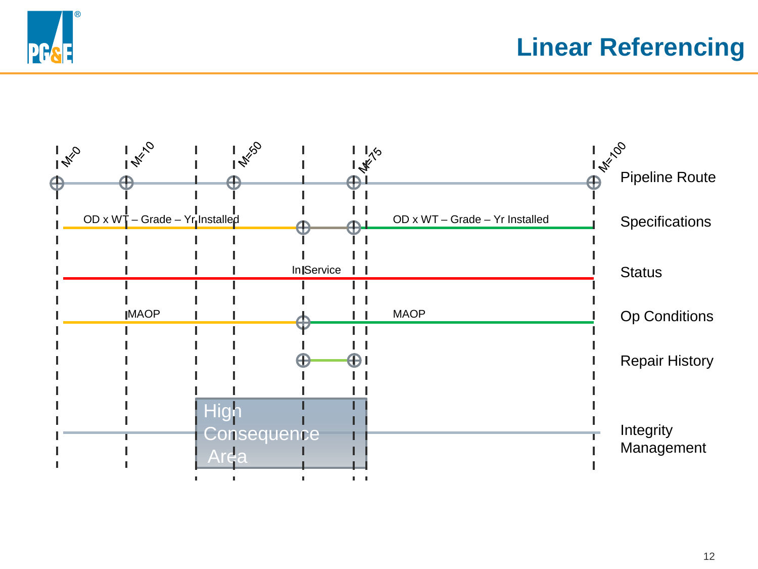# Linear Referencing

M=0
M=10
M=50
M=75
M=100

Pipeline Route

OD x WT – Grade – Yr Installed

OD x WT – Grade – Yr Installed

Specifications

In Service

Status

MAOP

MAOP

Op Conditions

Repair History

High Consequence Area

Integrity Management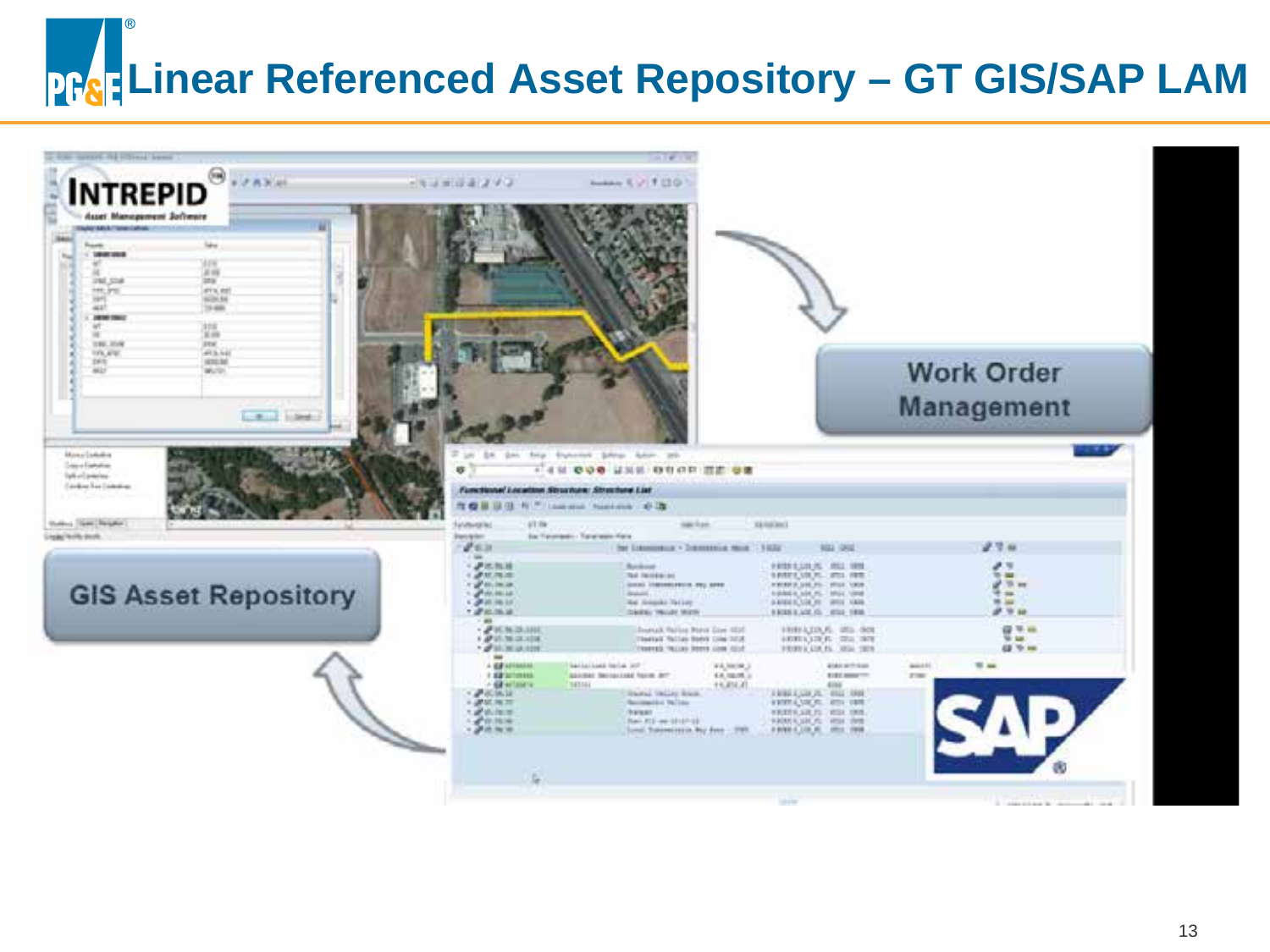# Linear Referenced Asset Repository – GT GIS/SAP LAM

Work Order Management

GIS Asset Repository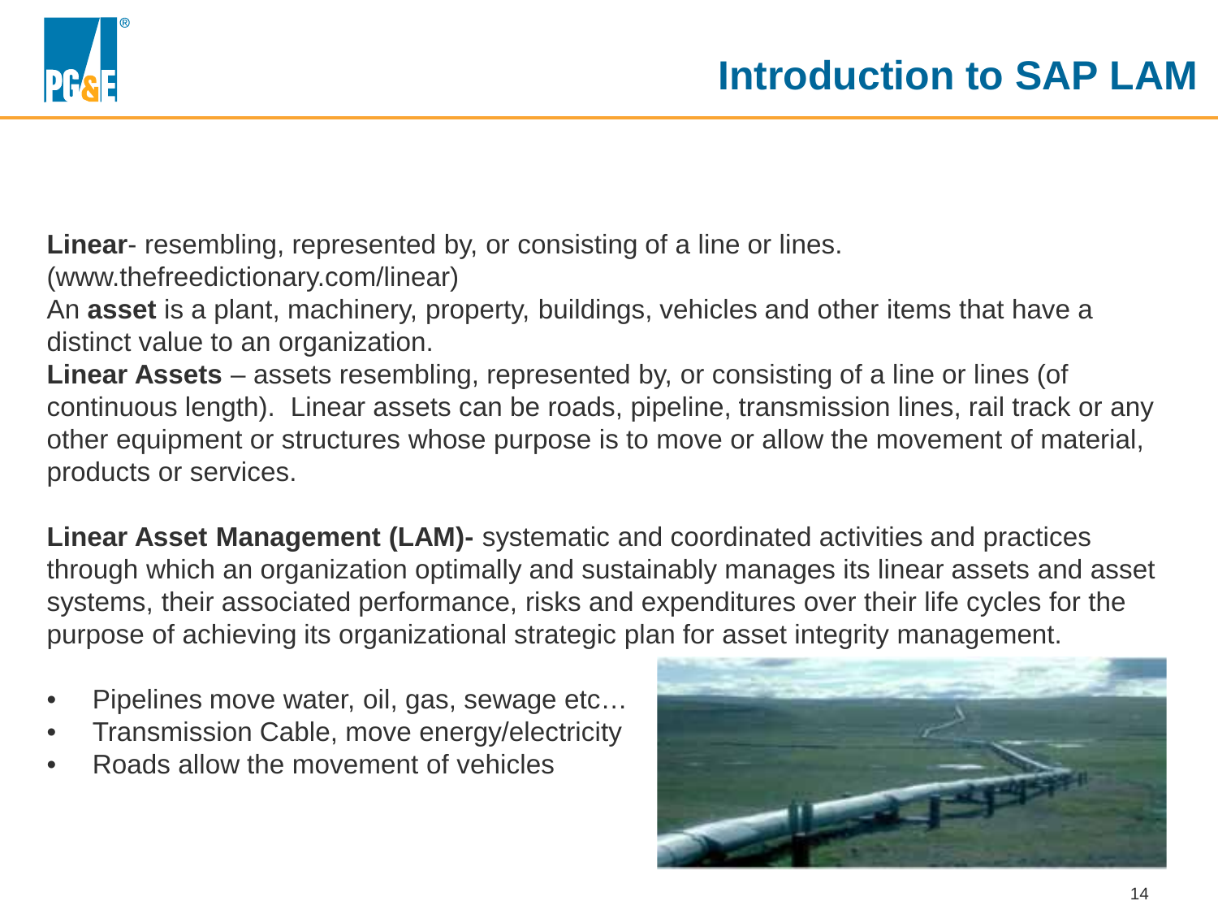# Introduction to SAP LAM

**Linear**- resembling, represented by, or consisting of a line or lines. (www.thefreedictionary.com/linear)

An **asset** is a plant, machinery, property, buildings, vehicles and other items that have a distinct value to an organization.

**Linear Assets** – assets resembling, represented by, or consisting of a line or lines (of continuous length). Linear assets can be roads, pipeline, transmission lines, rail track or any other equipment or structures whose purpose is to move or allow the movement of material, products or services.

**Linear Asset Management (LAM)-** systematic and coordinated activities and practices through which an organization optimally and sustainably manages its linear assets and asset systems, their associated performance, risks and expenditures over their life cycles for the purpose of achieving its organizational strategic plan for asset integrity management.

- Pipelines move water, oil, gas, sewage etc…
- Transmission Cable, move energy/electricity
- Roads allow the movement of vehicles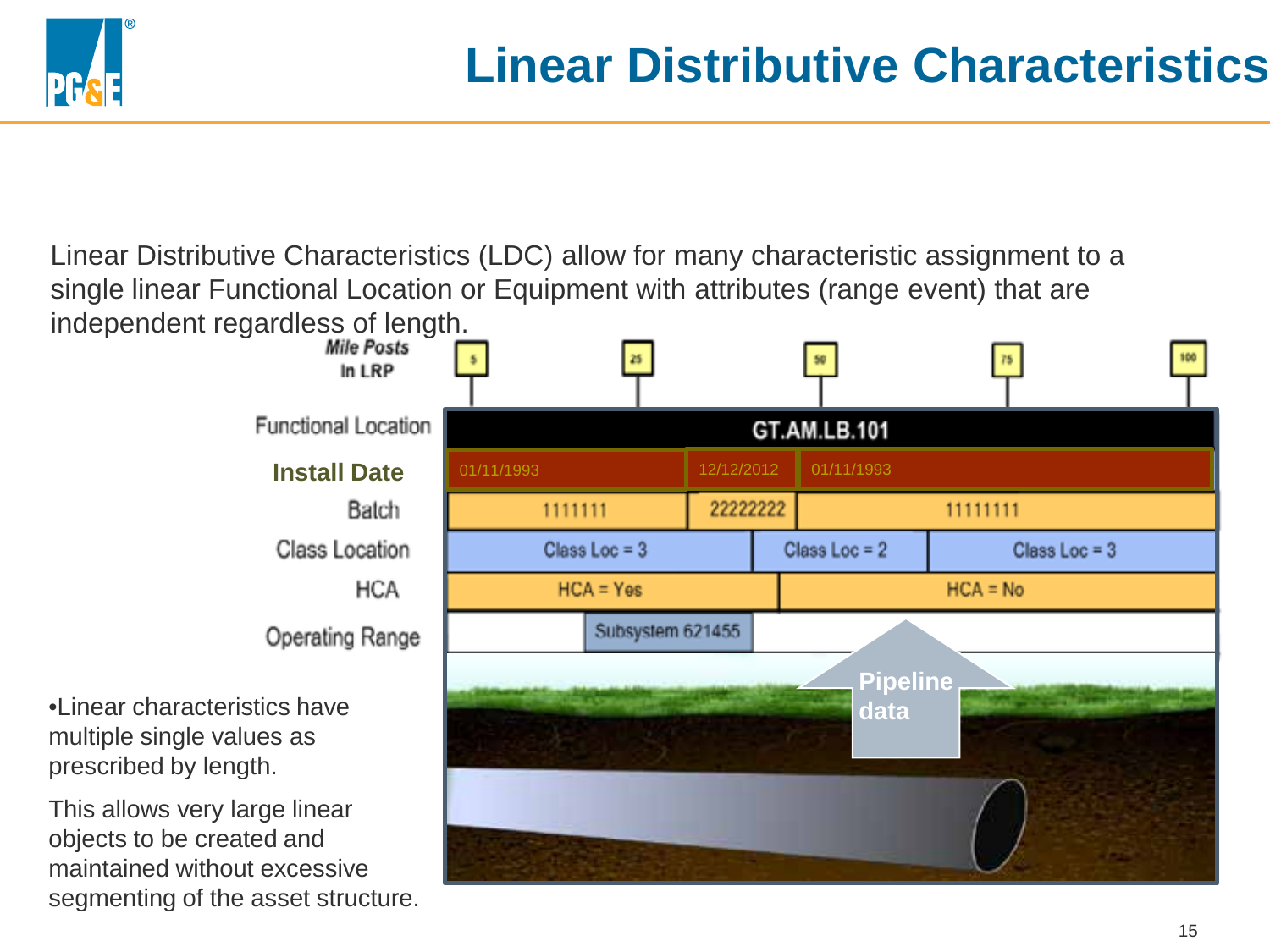# Linear Distributive Characteristics

Linear Distributive Characteristics (LDC) allow for many characteristic assignment to a single linear Functional Location or Equipment with attributes (range event) that are independent regardless of length.

*Mile Posts* In LRP: 5, 25, 50, 75, 100

| Functional Location | GT.AM.LB.101 | | |
|---|---|---|---|
| **Install Date** | 01/11/1993 | 12/12/2012 | 01/11/1993 |
| Batch | 1111111 | 22222222 | 11111111 |
| Class Location | Class Loc = 3 | Class Loc = 2 | Class Loc = 3 |
| HCA | HCA = Yes | HCA = No | |
| Operating Range | Subsystem 621455 | | |

Pipeline data

- Linear characteristics have multiple single values as prescribed by length.

This allows very large linear objects to be created and maintained without excessive segmenting of the asset structure.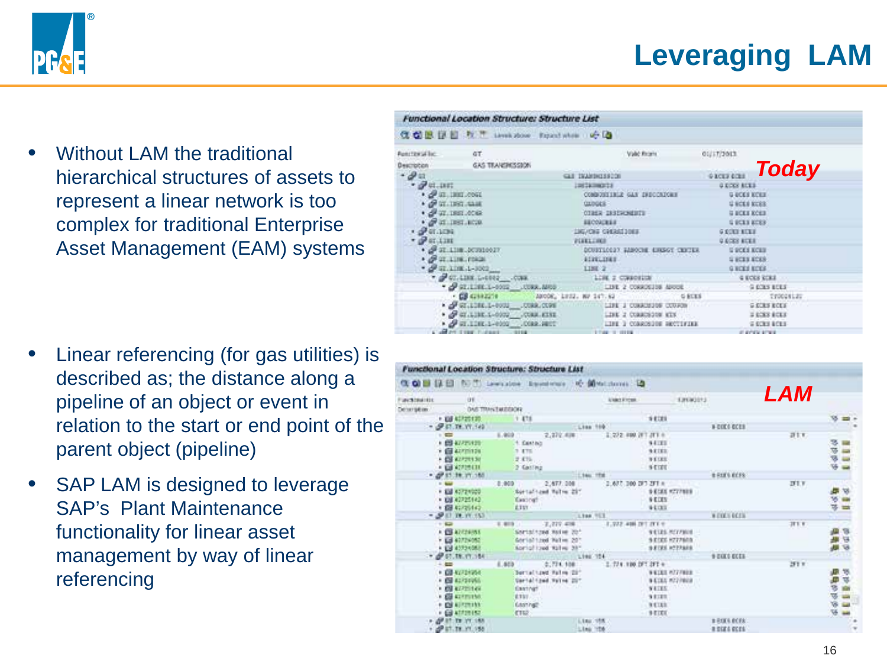# Leveraging LAM

- Without LAM the traditional hierarchical structures of assets to represent a linear network is too complex for traditional Enterprise Asset Management (EAM) systems

- Linear referencing (for gas utilities) is described as; the distance along a pipeline of an object or event in relation to the start or end point of the parent object (pipeline)

- SAP LAM is designed to leverage SAP's Plant Maintenance functionality for linear asset management by way of linear referencing

**Today**

**LAM**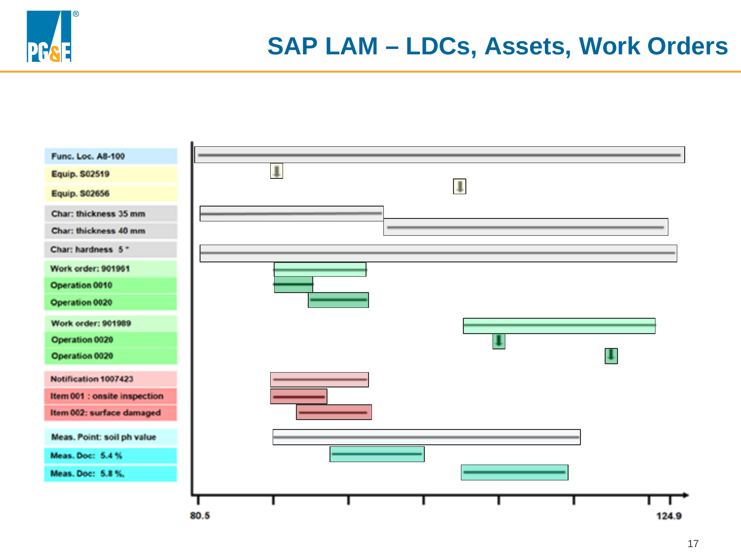# SAP LAM – LDCs, Assets, Work Orders

- Func. Loc. A8-100
- Equip. S02519
- Equip. S02656
- Char: thickness 35 mm
- Char: thickness 40 mm
- Char: hardness 5 °
- Work order: 901961
- Operation 0010
- Operation 0020
- Work order: 901989
- Operation 0020
- Operation 0020
- Notification 1007423
- Item 001 : onsite inspection
- Item 002: surface damaged
- Meas. Point: soil ph value
- Meas. Doc: 5.4 %
- Meas. Doc: 5.8 %.

80.5 — 124.9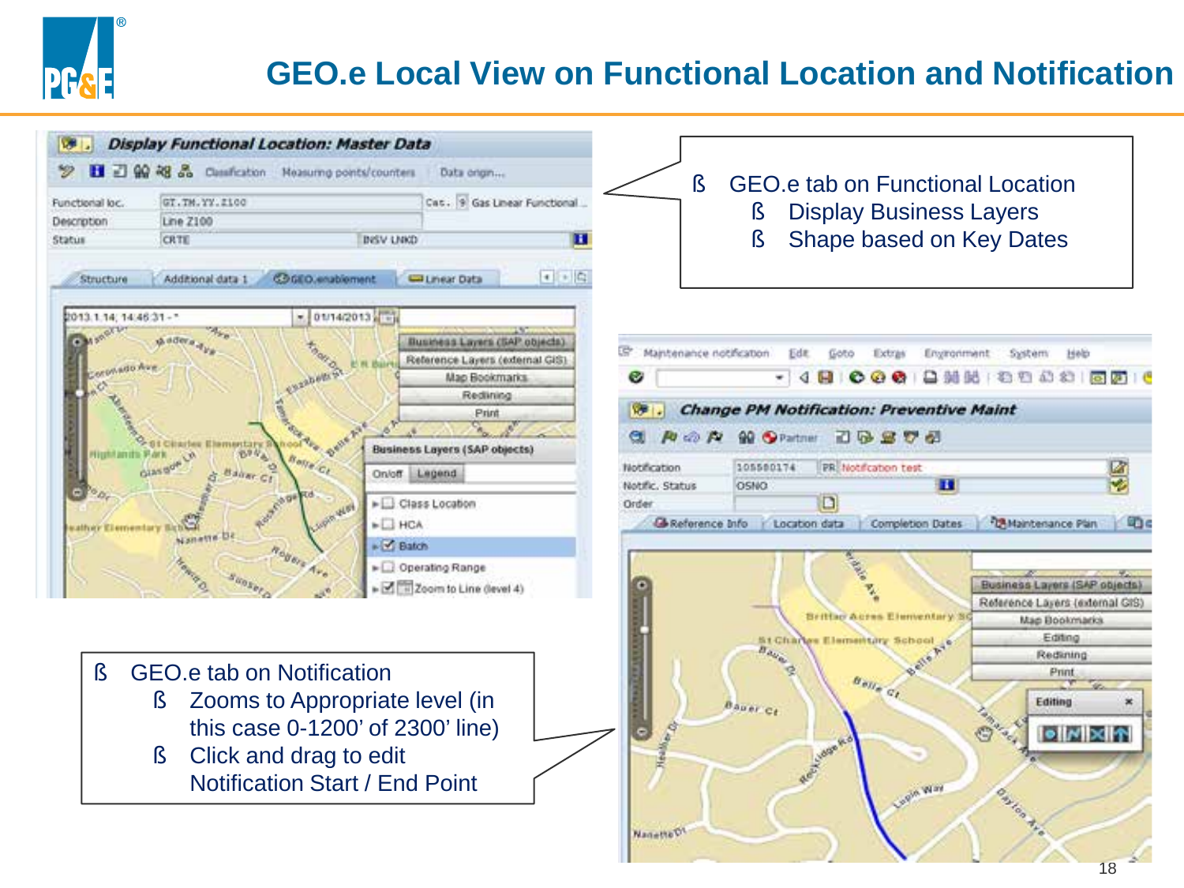# GEO.e Local View on Functional Location and Notification

- GEO.e tab on Functional Location
  - Display Business Layers
  - Shape based on Key Dates

- GEO.e tab on Notification
  - Zooms to Appropriate level (in this case 0-1200’ of 2300’ line)
  - Click and drag to edit Notification Start / End Point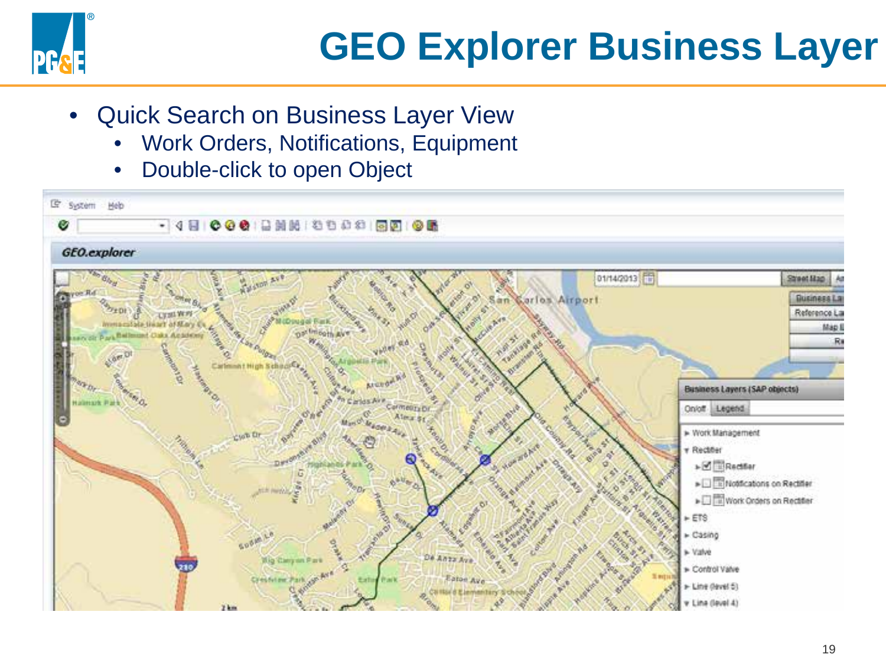# GEO Explorer Business Layer

- Quick Search on Business Layer View
  - Work Orders, Notifications, Equipment
  - Double-click to open Object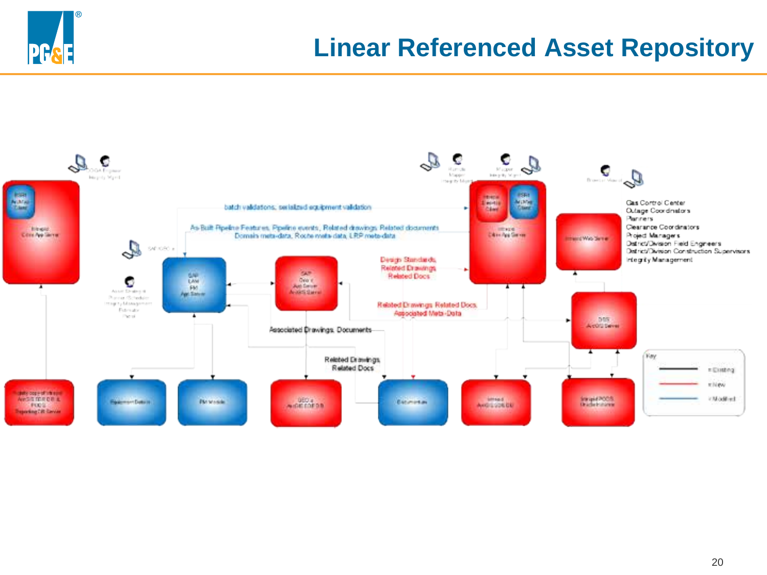# Linear Referenced Asset Repository

batch validations, serialized equipment validation

As-Built Pipeline Features, Pipeline events, Related drawings, Related documents
Domain meta-data, Route meta-data, LRP meta-data

Design Standards,
Related Drawings,
Related Docs

Related Drawings, Related Docs,
Associated Meta-Data

Associated Drawings, Documents

Related Drawings,
Related Docs

Gas Control Center
Outage Coordinators
Planners
Clearance Coordinators
Project Managers
District/Division Field Engineers
District/Division Construction Supervisors
Integrity Management

Key
= Existing
= New
= Modified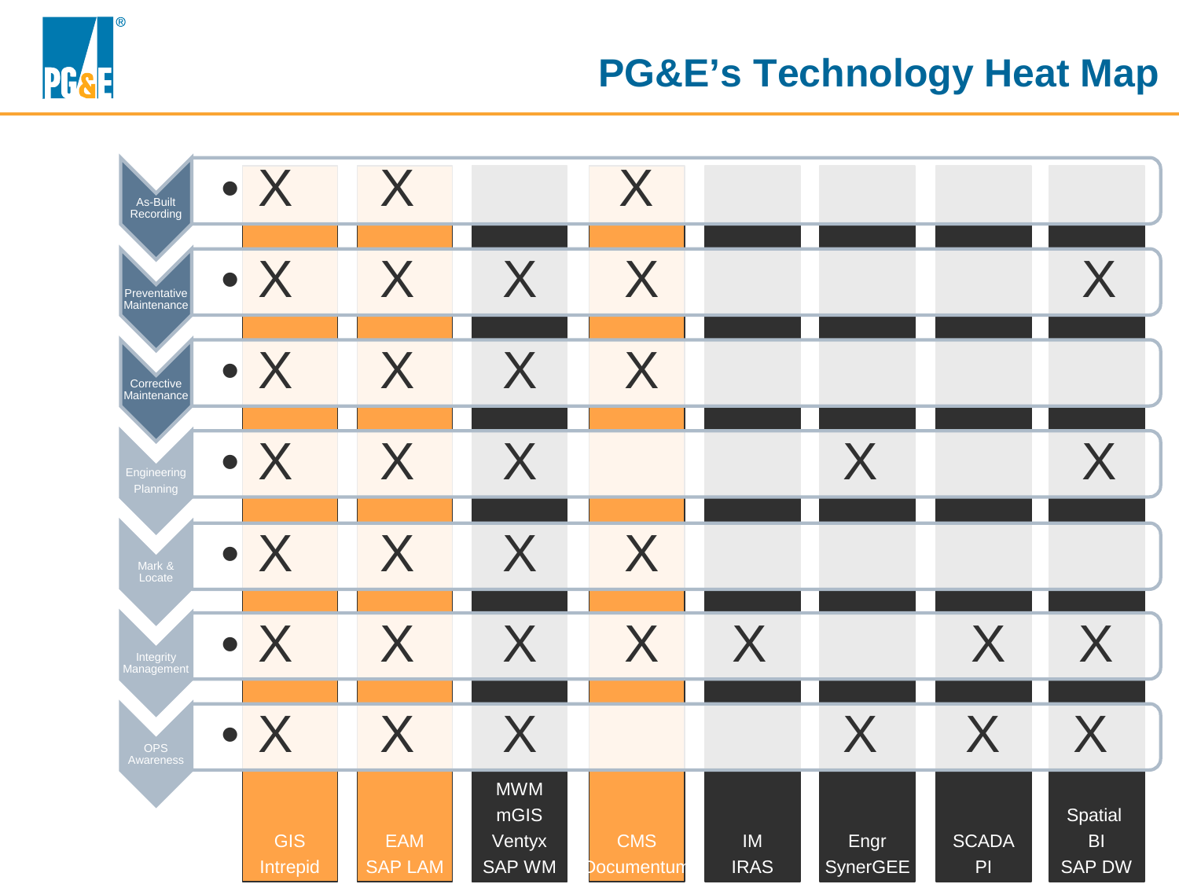# PG&E's Technology Heat Map

| | GIS Intrepid | EAM SAP LAM | MWM mGIS Ventyx SAP WM | CMS Documentum | IM IRAS | Engr SynerGEE | SCADA PI | Spatial BI SAP DW |
|---|---|---|---|---|---|---|---|---|
| As-Built Recording | X | X | | X | | | | |
| Preventative Maintenance | X | X | X | X | | | | X |
| Corrective Maintenance | X | X | X | X | | | | |
| Engineering Planning | X | X | X | | | X | | X |
| Mark & Locate | X | X | X | X | | | | |
| Integrity Management | X | X | X | X | X | | X | X |
| OPS Awareness | X | X | X | | | X | X | X |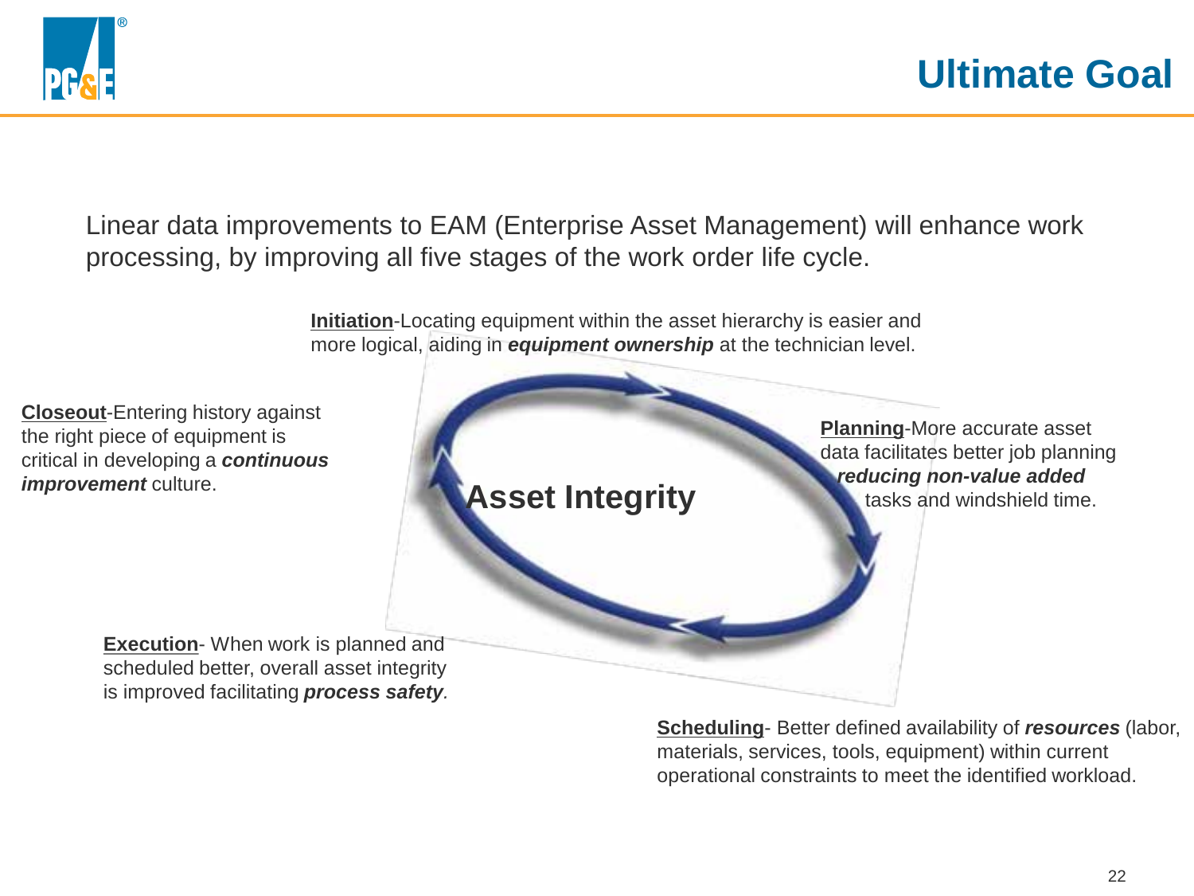# Ultimate Goal

Linear data improvements to EAM (Enterprise Asset Management) will enhance work processing, by improving all five stages of the work order life cycle.

**Asset Integrity**

**Initiation**-Locating equipment within the asset hierarchy is easier and more logical, aiding in ***equipment ownership*** at the technician level.

**Planning**-More accurate asset data facilitates better job planning ***reducing non-value added*** tasks and windshield time.

**Scheduling**- Better defined availability of ***resources*** (labor, materials, services, tools, equipment) within current operational constraints to meet the identified workload.

**Execution**- When work is planned and scheduled better, overall asset integrity is improved facilitating ***process safety***.

**Closeout**-Entering history against the right piece of equipment is critical in developing a ***continuous improvement*** culture.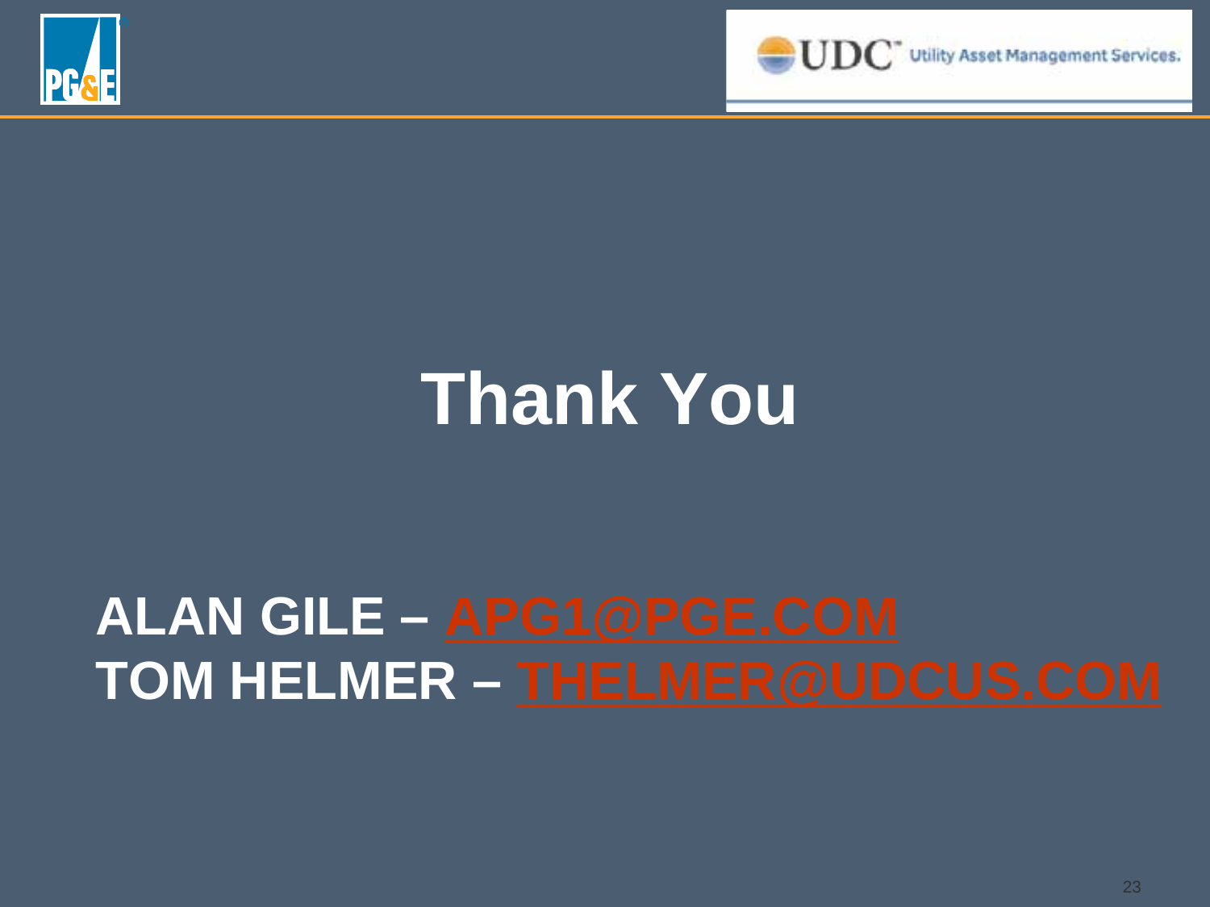# Thank You

**ALAN GILE – APG1@PGE.COM**
**TOM HELMER – THELMER@UDCUS.COM**